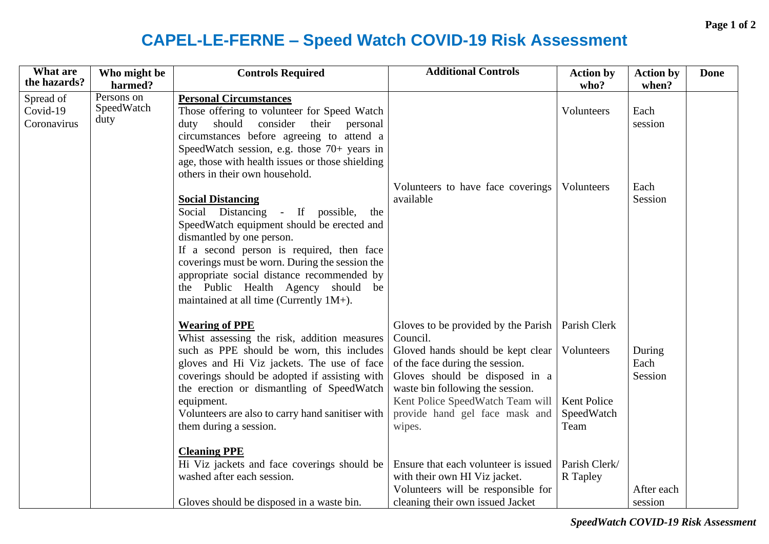# CAPEL-LE-FERNE – Speed Watch COVID-19 Risk Assessment

| What are the hazards? | Who might be harmed? | Controls Required | Additional Controls | Action by who? | Action by when? | Done |
|---|---|---|---|---|---|---|
| Spread of Covid-19 Coronavirus | Persons on SpeedWatch duty | **Personal Circumstances**<br>Those offering to volunteer for Speed Watch duty should consider their personal circumstances before agreeing to attend a SpeedWatch session, e.g. those 70+ years in age, those with health issues or those shielding others in their own household. | | Volunteers | Each session | |
| | | **Social Distancing**<br>Social Distancing - If possible, the SpeedWatch equipment should be erected and dismantled by one person.<br>If a second person is required, then face coverings must be worn. During the session the appropriate social distance recommended by the Public Health Agency should be maintained at all time (Currently 1M+). | Volunteers to have face coverings available | Volunteers | Each Session | |
| | | **Wearing of PPE**<br>Whist assessing the risk, addition measures such as PPE should be worn, this includes gloves and Hi Viz jackets. The use of face coverings should be adopted if assisting with the erection or dismantling of SpeedWatch equipment.<br>Volunteers are also to carry hand sanitiser with them during a session. | Gloves to be provided by the Parish Council.<br>Gloved hands should be kept clear of the face during the session.<br>Gloves should be disposed in a waste bin following the session.<br>Kent Police SpeedWatch Team will provide hand gel face mask and wipes. | Parish Clerk<br>Volunteers<br>Kent Police SpeedWatch Team | During Each Session | |
| | | **Cleaning PPE**<br>Hi Viz jackets and face coverings should be washed after each session.<br>Gloves should be disposed in a waste bin. | Ensure that each volunteer is issued with their own HI Viz jacket.<br>Volunteers will be responsible for cleaning their own issued Jacket | Parish Clerk/ R Tapley | After each session | |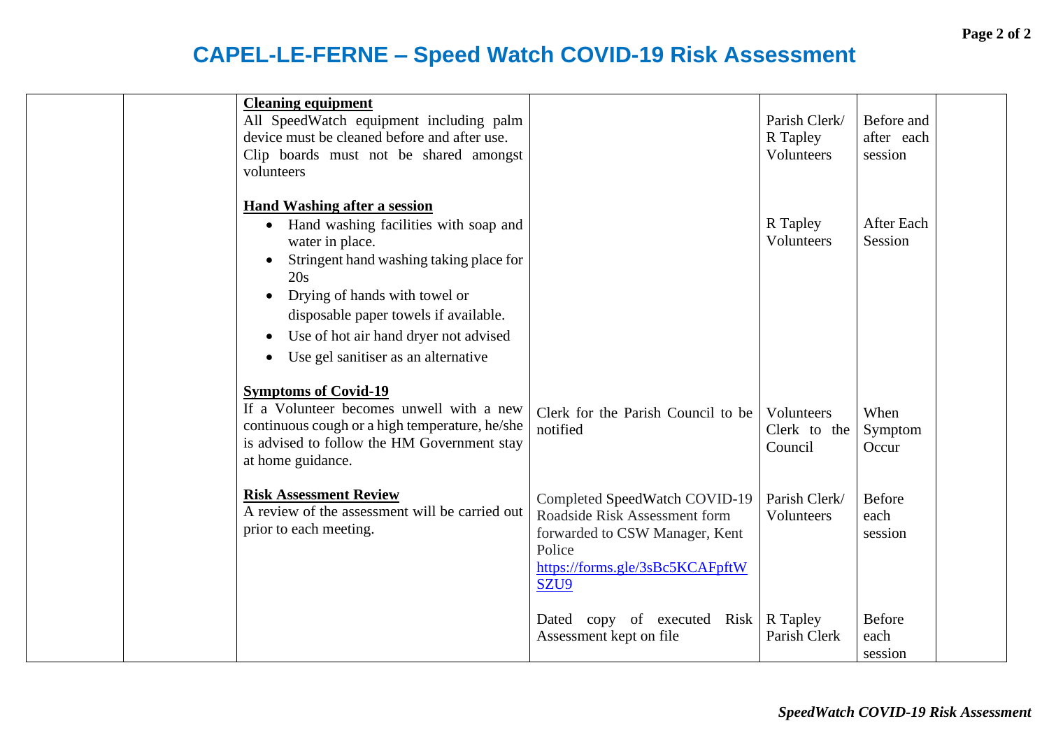# CAPEL-LE-FERNE – Speed Watch COVID-19 Risk Assessment

| | | | | | | |
|---|---|---|---|---|---|---|
| | | **Cleaning equipment**<br>All SpeedWatch equipment including palm device must be cleaned before and after use. Clip boards must not be shared amongst volunteers | | Parish Clerk/ R Tapley Volunteers | Before and after each session | |
| | | **Hand Washing after a session**<br>• Hand washing facilities with soap and water in place.<br>• Stringent hand washing taking place for 20s<br>• Drying of hands with towel or disposable paper towels if available.<br>• Use of hot air hand dryer not advised<br>• Use gel sanitiser as an alternative | | R Tapley Volunteers | After Each Session | |
| | | **Symptoms of Covid-19**<br>If a Volunteer becomes unwell with a new continuous cough or a high temperature, he/she is advised to follow the HM Government stay at home guidance. | Clerk for the Parish Council to be notified | Volunteers Clerk to the Council | When Symptom Occur | |
| | | **Risk Assessment Review**<br>A review of the assessment will be carried out prior to each meeting. | Completed SpeedWatch COVID-19 Roadside Risk Assessment form forwarded to CSW Manager, Kent Police<br>https://forms.gle/3sBc5KCAFpftWSZU9 | Parish Clerk/ Volunteers | Before each session | |
| | | | Dated copy of executed Risk Assessment kept on file | R Tapley Parish Clerk | Before each session | |